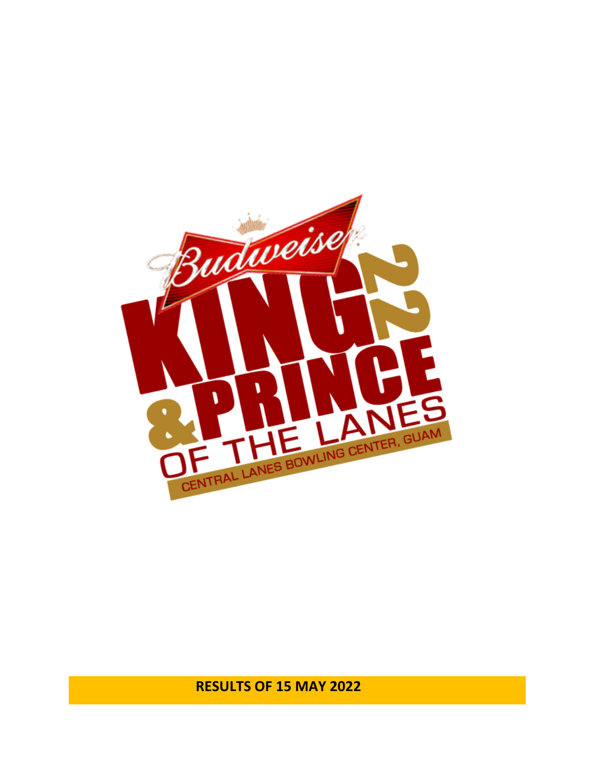Budweiser

# KING & PRINCE OF THE LANES 22

CENTRAL LANES BOWLING CENTER, GUAM

**RESULTS OF 15 MAY 2022**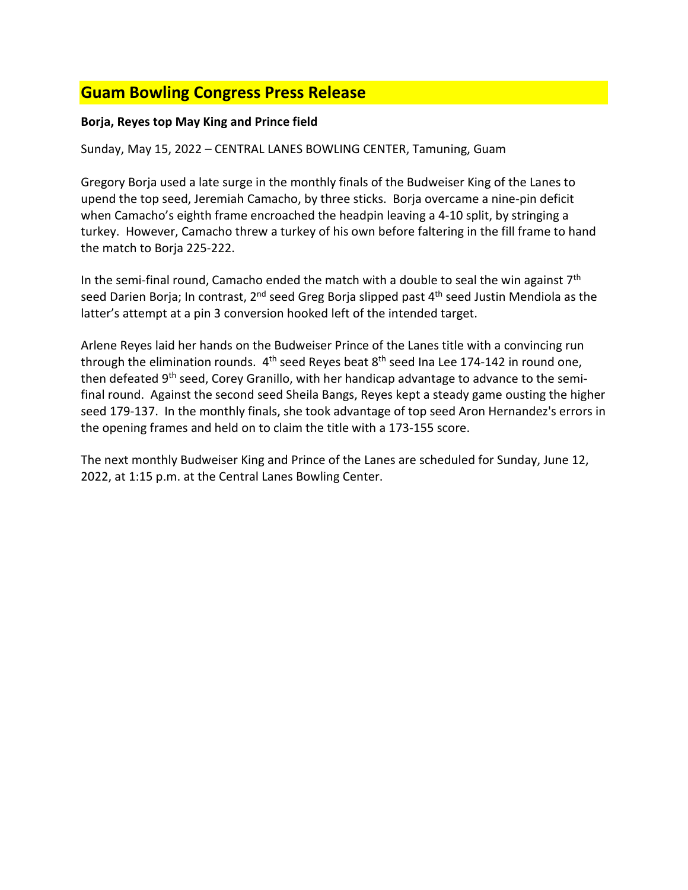## Guam Bowling Congress Press Release

**Borja, Reyes top May King and Prince field**

Sunday, May 15, 2022 – CENTRAL LANES BOWLING CENTER, Tamuning, Guam

Gregory Borja used a late surge in the monthly finals of the Budweiser King of the Lanes to upend the top seed, Jeremiah Camacho, by three sticks. Borja overcame a nine-pin deficit when Camacho's eighth frame encroached the headpin leaving a 4-10 split, by stringing a turkey. However, Camacho threw a turkey of his own before faltering in the fill frame to hand the match to Borja 225-222.

In the semi-final round, Camacho ended the match with a double to seal the win against 7th seed Darien Borja; In contrast, 2nd seed Greg Borja slipped past 4th seed Justin Mendiola as the latter's attempt at a pin 3 conversion hooked left of the intended target.

Arlene Reyes laid her hands on the Budweiser Prince of the Lanes title with a convincing run through the elimination rounds. 4th seed Reyes beat 8th seed Ina Lee 174-142 in round one, then defeated 9th seed, Corey Granillo, with her handicap advantage to advance to the semi-final round. Against the second seed Sheila Bangs, Reyes kept a steady game ousting the higher seed 179-137. In the monthly finals, she took advantage of top seed Aron Hernandez's errors in the opening frames and held on to claim the title with a 173-155 score.

The next monthly Budweiser King and Prince of the Lanes are scheduled for Sunday, June 12, 2022, at 1:15 p.m. at the Central Lanes Bowling Center.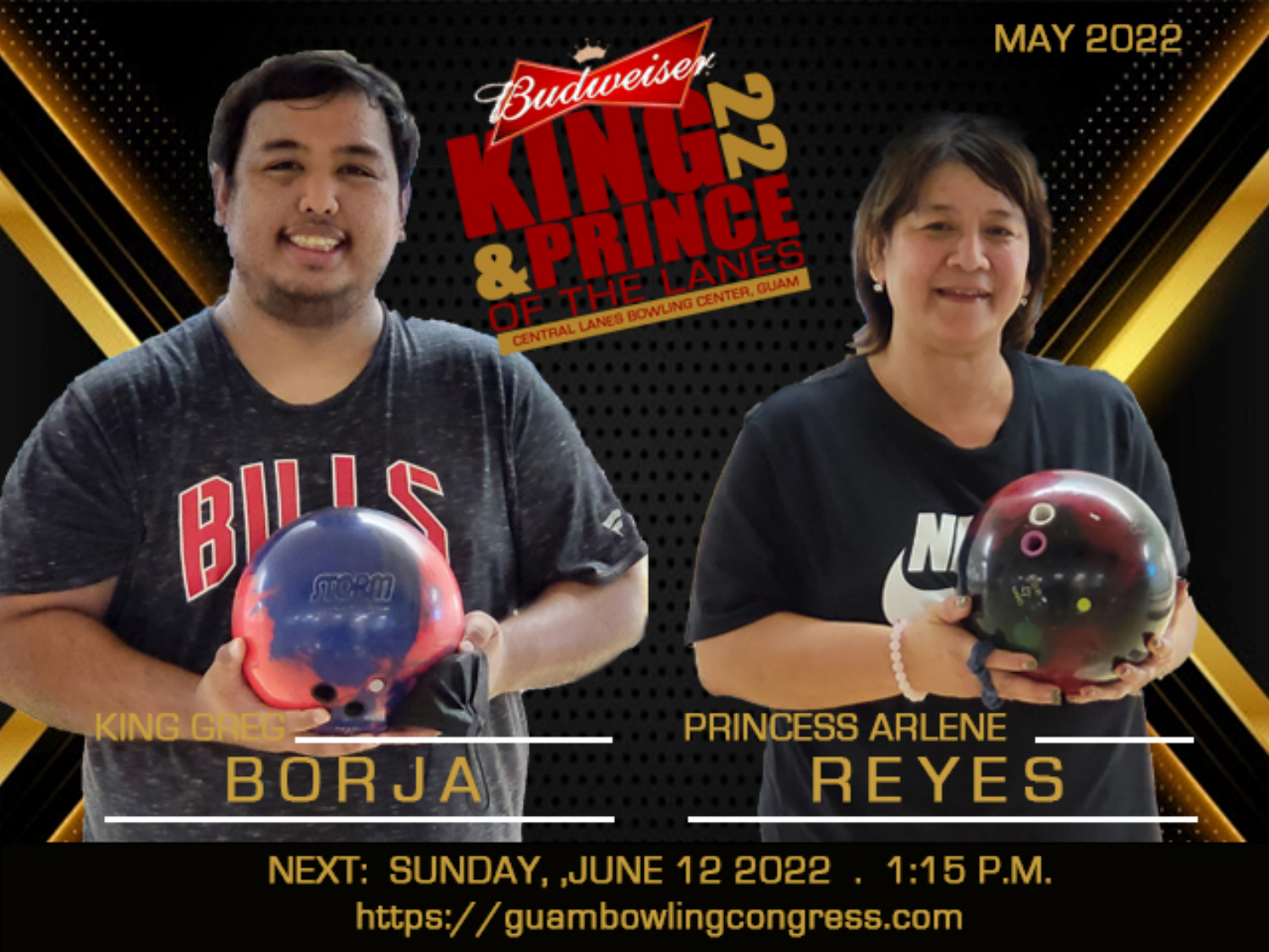MAY 2022

Budweiser KING 22 & PRINCE OF THE LANES

CENTRAL LANES BOWLING CENTER, GUAM

KING GREG

BORJA

PRINCESS ARLENE

REYES

NEXT: SUNDAY, ,JUNE 12 2022 . 1:15 P.M.

https://guambowlingcongress.com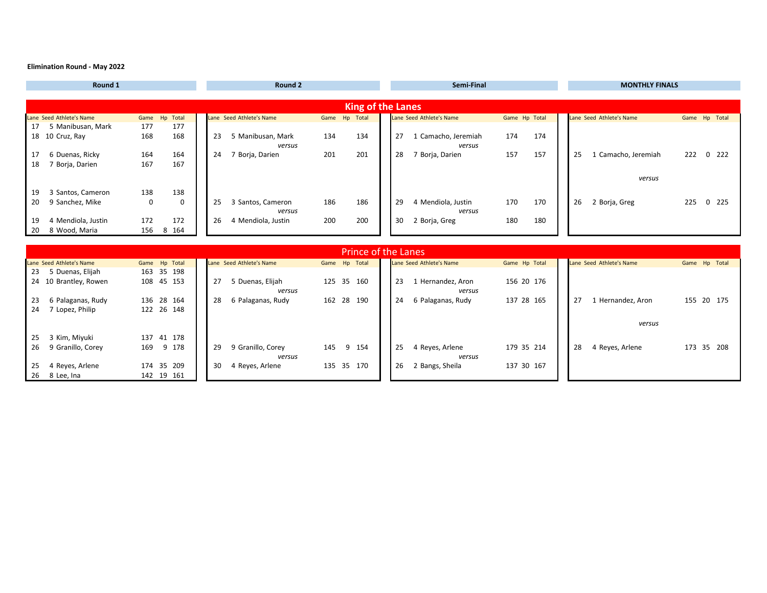**Elimination Round - May 2022**

## King of the Lanes

### Round 1

| Lane | Seed | Athlete's Name | Game | Hp | Total |
|---|---|---|---|---|---|
| 17 | 5 | Manibusan, Mark | 177 | | 177 |
| 18 | 10 | Cruz, Ray | 168 | | 168 |
| 17 | 6 | Duenas, Ricky | 164 | | 164 |
| 18 | 7 | Borja, Darien | 167 | | 167 |
| 19 | 3 | Santos, Cameron | 138 | | 138 |
| 20 | 9 | Sanchez, Mike | 0 | | 0 |
| 19 | 4 | Mendiola, Justin | 172 | | 172 |
| 20 | 8 | Wood, Maria | 156 | 8 | 164 |

### Round 2

| Lane | Seed | Athlete's Name | Game | Hp | Total |
|---|---|---|---|---|---|
| 23 | 5 | Manibusan, Mark | 134 | | 134 |
| | | *versus* | | | |
| 24 | 7 | Borja, Darien | 201 | | 201 |
| 25 | 3 | Santos, Cameron | 186 | | 186 |
| | | *versus* | | | |
| 26 | 4 | Mendiola, Justin | 200 | | 200 |

### Semi-Final

| Lane | Seed | Athlete's Name | Game | Hp | Total |
|---|---|---|---|---|---|
| 27 | 1 | Camacho, Jeremiah | 174 | | 174 |
| | | *versus* | | | |
| 28 | 7 | Borja, Darien | 157 | | 157 |
| 29 | 4 | Mendiola, Justin | 170 | | 170 |
| | | *versus* | | | |
| 30 | 2 | Borja, Greg | 180 | | 180 |

### MONTHLY FINALS

| Lane | Seed | Athlete's Name | Game | Hp | Total |
|---|---|---|---|---|---|
| 25 | 1 | Camacho, Jeremiah | 222 | 0 | 222 |
| | | *versus* | | | |
| 26 | 2 | Borja, Greg | 225 | 0 | 225 |

## Prince of the Lanes

### Round 1

| Lane | Seed | Athlete's Name | Game | Hp | Total |
|---|---|---|---|---|---|
| 23 | 5 | Duenas, Elijah | 163 | 35 | 198 |
| 24 | 10 | Brantley, Rowen | 108 | 45 | 153 |
| 23 | 6 | Palaganas, Rudy | 136 | 28 | 164 |
| 24 | 7 | Lopez, Philip | 122 | 26 | 148 |
| 25 | 3 | Kim, Miyuki | 137 | 41 | 178 |
| 26 | 9 | Granillo, Corey | 169 | 9 | 178 |
| 25 | 4 | Reyes, Arlene | 174 | 35 | 209 |
| 26 | 8 | Lee, Ina | 142 | 19 | 161 |

### Round 2

| Lane | Seed | Athlete's Name | Game | Hp | Total |
|---|---|---|---|---|---|
| 27 | 5 | Duenas, Elijah | 125 | 35 | 160 |
| | | *versus* | | | |
| 28 | 6 | Palaganas, Rudy | 162 | 28 | 190 |
| 29 | 9 | Granillo, Corey | 145 | 9 | 154 |
| | | *versus* | | | |
| 30 | 4 | Reyes, Arlene | 135 | 35 | 170 |

### Semi-Final

| Lane | Seed | Athlete's Name | Game | Hp | Total |
|---|---|---|---|---|---|
| 23 | 1 | Hernandez, Aron | 156 | 20 | 176 |
| | | *versus* | | | |
| 24 | 6 | Palaganas, Rudy | 137 | 28 | 165 |
| 25 | 4 | Reyes, Arlene | 179 | 35 | 214 |
| | | *versus* | | | |
| 26 | 2 | Bangs, Sheila | 137 | 30 | 167 |

### MONTHLY FINALS

| Lane | Seed | Athlete's Name | Game | Hp | Total |
|---|---|---|---|---|---|
| 27 | 1 | Hernandez, Aron | 155 | 20 | 175 |
| | | *versus* | | | |
| 28 | 4 | Reyes, Arlene | 173 | 35 | 208 |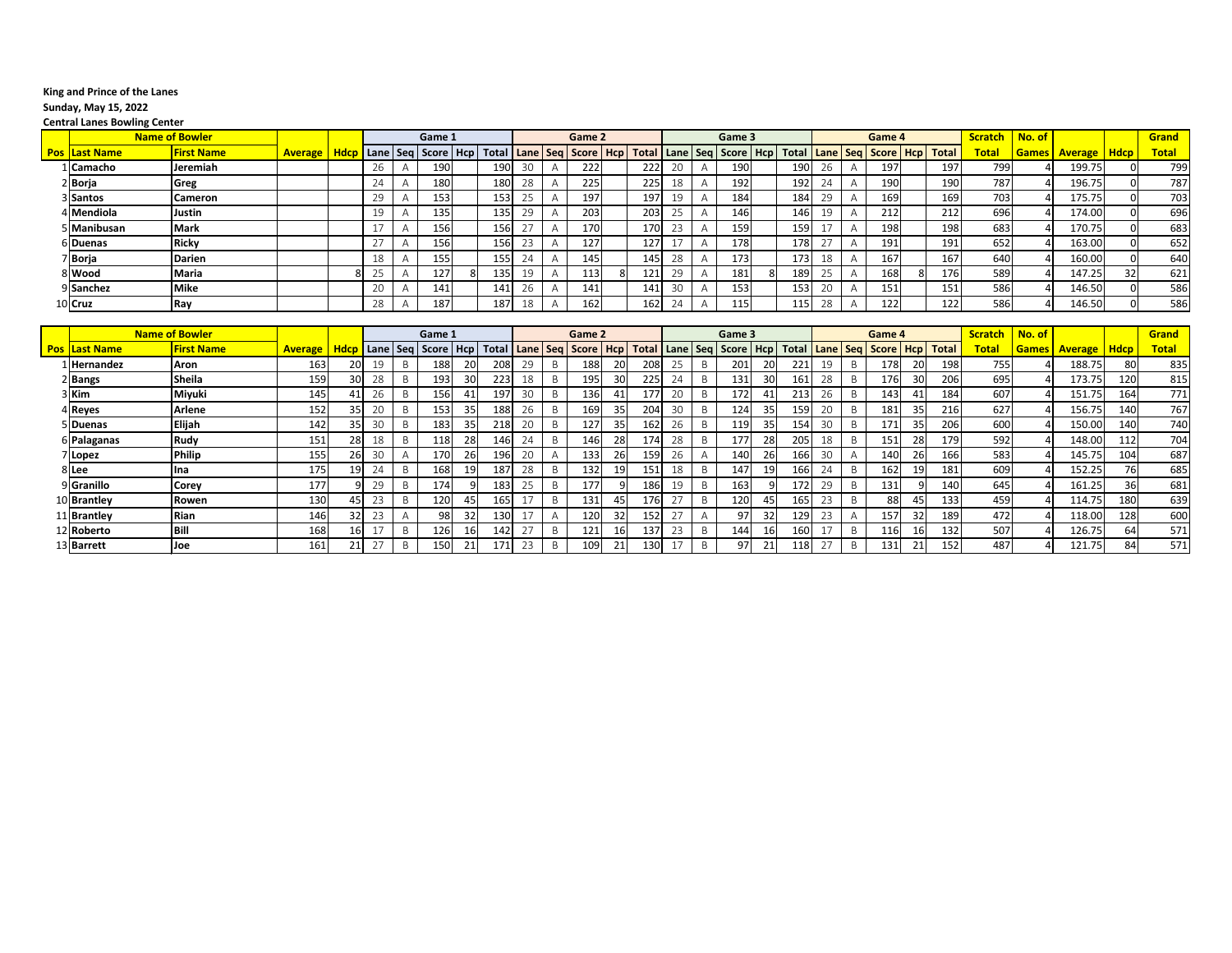**King and Prince of the Lanes**
**Sunday, May 15, 2022**
**Central Lanes Bowling Center**

| | Name of Bowler | | | | Game 1 | | | | | Game 2 | | | | | Game 3 | | | | | Game 4 | | | | | Scratch | No. of | | | Grand |
|---|---|---|---|---|---|---|---|---|---|---|---|---|---|---|---|---|---|---|---|---|---|---|---|---|---|---|---|---|---|
| Pos | Last Name | First Name | Average | Hdcp | Lane | Seq | Score | Hcp | Total | Lane | Seq | Score | Hcp | Total | Lane | Seq | Score | Hcp | Total | Lane | Seq | Score | Hcp | Total | Total | Games | Average | Hdcp | Total |
| 1 | Camacho | Jeremiah | | | 26 | A | 190 | | 190 | 30 | A | 222 | | 222 | 20 | A | 190 | | 190 | 26 | A | 197 | | 197 | 799 | 4 | 199.75 | 0 | 799 |
| 2 | Borja | Greg | | | 24 | A | 180 | | 180 | 28 | A | 225 | | 225 | 18 | A | 192 | | 192 | 24 | A | 190 | | 190 | 787 | 4 | 196.75 | 0 | 787 |
| 3 | Santos | Cameron | | | 29 | A | 153 | | 153 | 25 | A | 197 | | 197 | 19 | A | 184 | | 184 | 29 | A | 169 | | 169 | 703 | 4 | 175.75 | 0 | 703 |
| 4 | Mendiola | Justin | | | 19 | A | 135 | | 135 | 29 | A | 203 | | 203 | 25 | A | 146 | | 146 | 19 | A | 212 | | 212 | 696 | 4 | 174.00 | 0 | 696 |
| 5 | Manibusan | Mark | | | 17 | A | 156 | | 156 | 27 | A | 170 | | 170 | 23 | A | 159 | | 159 | 17 | A | 198 | | 198 | 683 | 4 | 170.75 | 0 | 683 |
| 6 | Duenas | Ricky | | | 27 | A | 156 | | 156 | 23 | A | 127 | | 127 | 17 | A | 178 | | 178 | 27 | A | 191 | | 191 | 652 | 4 | 163.00 | 0 | 652 |
| 7 | Borja | Darien | | | 18 | A | 155 | | 155 | 24 | A | 145 | | 145 | 28 | A | 173 | | 173 | 18 | A | 167 | | 167 | 640 | 4 | 160.00 | 0 | 640 |
| 8 | Wood | Maria | | 8 | 25 | A | 127 | 8 | 135 | 19 | A | 113 | 8 | 121 | 29 | A | 181 | 8 | 189 | 25 | A | 168 | 8 | 176 | 589 | 4 | 147.25 | 32 | 621 |
| 9 | Sanchez | Mike | | | 20 | A | 141 | | 141 | 26 | A | 141 | | 141 | 30 | A | 153 | | 153 | 20 | A | 151 | | 151 | 586 | 4 | 146.50 | 0 | 586 |
| 10 | Cruz | Ray | | | 28 | A | 187 | | 187 | 18 | A | 162 | | 162 | 24 | A | 115 | | 115 | 28 | A | 122 | | 122 | 586 | 4 | 146.50 | 0 | 586 |

| | Name of Bowler | | | | Game 1 | | | | | Game 2 | | | | | Game 3 | | | | | Game 4 | | | | | Scratch | No. of | | | Grand |
|---|---|---|---|---|---|---|---|---|---|---|---|---|---|---|---|---|---|---|---|---|---|---|---|---|---|---|---|---|---|
| Pos | Last Name | First Name | Average | Hdcp | Lane | Seq | Score | Hcp | Total | Lane | Seq | Score | Hcp | Total | Lane | Seq | Score | Hcp | Total | Lane | Seq | Score | Hcp | Total | Total | Games | Average | Hdcp | Total |
| 1 | Hernandez | Aron | 163 | 20 | 19 | B | 188 | 20 | 208 | 29 | B | 188 | 20 | 208 | 25 | B | 201 | 20 | 221 | 19 | B | 178 | 20 | 198 | 755 | 4 | 188.75 | 80 | 835 |
| 2 | Bangs | Sheila | 159 | 30 | 28 | B | 193 | 30 | 223 | 18 | B | 195 | 30 | 225 | 24 | B | 131 | 30 | 161 | 28 | B | 176 | 30 | 206 | 695 | 4 | 173.75 | 120 | 815 |
| 3 | Kim | Miyuki | 145 | 41 | 26 | B | 156 | 41 | 197 | 30 | B | 136 | 41 | 177 | 20 | B | 172 | 41 | 213 | 26 | B | 143 | 41 | 184 | 607 | 4 | 151.75 | 164 | 771 |
| 4 | Reyes | Arlene | 152 | 35 | 20 | B | 153 | 35 | 188 | 26 | B | 169 | 35 | 204 | 30 | B | 124 | 35 | 159 | 20 | B | 181 | 35 | 216 | 627 | 4 | 156.75 | 140 | 767 |
| 5 | Duenas | Elijah | 142 | 35 | 30 | B | 183 | 35 | 218 | 20 | B | 127 | 35 | 162 | 26 | B | 119 | 35 | 154 | 30 | B | 171 | 35 | 206 | 600 | 4 | 150.00 | 140 | 740 |
| 6 | Palaganas | Rudy | 151 | 28 | 18 | B | 118 | 28 | 146 | 24 | B | 146 | 28 | 174 | 28 | B | 177 | 28 | 205 | 18 | B | 151 | 28 | 179 | 592 | 4 | 148.00 | 112 | 704 |
| 7 | Lopez | Philip | 155 | 26 | 30 | A | 170 | 26 | 196 | 20 | A | 133 | 26 | 159 | 26 | A | 140 | 26 | 166 | 30 | A | 140 | 26 | 166 | 583 | 4 | 145.75 | 104 | 687 |
| 8 | Lee | Ina | 175 | 19 | 24 | B | 168 | 19 | 187 | 28 | B | 132 | 19 | 151 | 18 | B | 147 | 19 | 166 | 24 | B | 162 | 19 | 181 | 609 | 4 | 152.25 | 76 | 685 |
| 9 | Granillo | Corey | 177 | 9 | 29 | B | 174 | 9 | 183 | 25 | B | 177 | 9 | 186 | 19 | B | 163 | 9 | 172 | 29 | B | 131 | 9 | 140 | 645 | 4 | 161.25 | 36 | 681 |
| 10 | Brantley | Rowen | 130 | 45 | 23 | B | 120 | 45 | 165 | 17 | B | 131 | 45 | 176 | 27 | B | 120 | 45 | 165 | 23 | B | 88 | 45 | 133 | 459 | 4 | 114.75 | 180 | 639 |
| 11 | Brantley | Rian | 146 | 32 | 23 | A | 98 | 32 | 130 | 17 | A | 120 | 32 | 152 | 27 | A | 97 | 32 | 129 | 23 | A | 157 | 32 | 189 | 472 | 4 | 118.00 | 128 | 600 |
| 12 | Roberto | Bill | 168 | 16 | 17 | B | 126 | 16 | 142 | 27 | B | 121 | 16 | 137 | 23 | B | 144 | 16 | 160 | 17 | B | 116 | 16 | 132 | 507 | 4 | 126.75 | 64 | 571 |
| 13 | Barrett | Joe | 161 | 21 | 27 | B | 150 | 21 | 171 | 23 | B | 109 | 21 | 130 | 17 | B | 97 | 21 | 118 | 27 | B | 131 | 21 | 152 | 487 | 4 | 121.75 | 84 | 571 |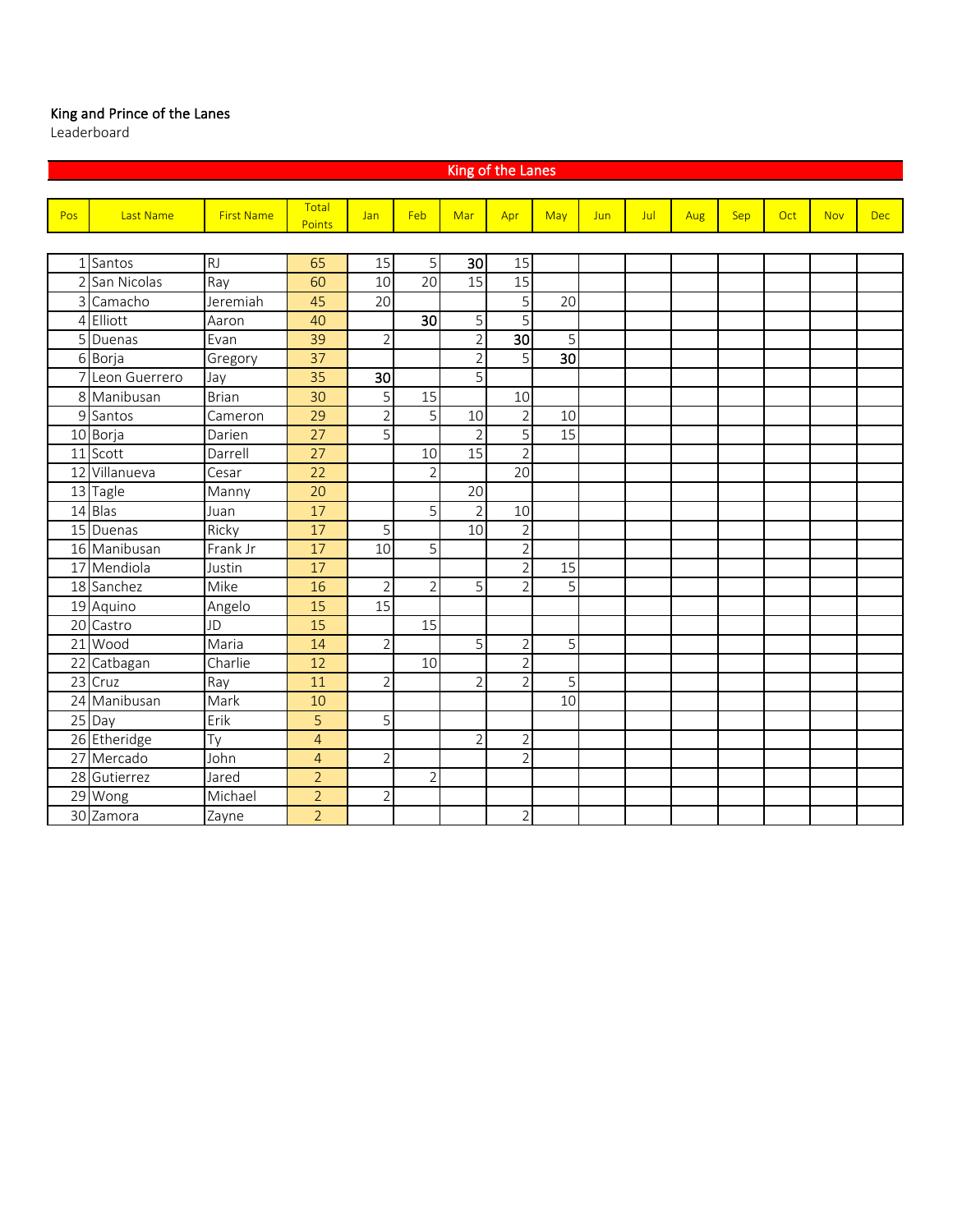**King and Prince of the Lanes**

Leaderboard

## King of the Lanes

| Pos | Last Name | First Name | Total Points | Jan | Feb | Mar | Apr | May | Jun | Jul | Aug | Sep | Oct | Nov | Dec |
|---|---|---|---|---|---|---|---|---|---|---|---|---|---|---|---|
| 1 | Santos | RJ | 65 | 15 | 5 | **30** | 15 | | | | | | | | |
| 2 | San Nicolas | Ray | 60 | 10 | 20 | 15 | 15 | | | | | | | | |
| 3 | Camacho | Jeremiah | 45 | 20 | | | 5 | 20 | | | | | | | |
| 4 | Elliott | Aaron | 40 | | **30** | 5 | 5 | | | | | | | | |
| 5 | Duenas | Evan | 39 | 2 | | 2 | **30** | 5 | | | | | | | |
| 6 | Borja | Gregory | 37 | | | 2 | 5 | **30** | | | | | | | |
| 7 | Leon Guerrero | Jay | 35 | **30** | | 5 | | | | | | | | | |
| 8 | Manibusan | Brian | 30 | 5 | 15 | | 10 | | | | | | | | |
| 9 | Santos | Cameron | 29 | 2 | 5 | 10 | 2 | 10 | | | | | | | |
| 10 | Borja | Darien | 27 | 5 | | 2 | 5 | 15 | | | | | | | |
| 11 | Scott | Darrell | 27 | | 10 | 15 | 2 | | | | | | | | |
| 12 | Villanueva | Cesar | 22 | | 2 | | 20 | | | | | | | | |
| 13 | Tagle | Manny | 20 | | | 20 | | | | | | | | | |
| 14 | Blas | Juan | 17 | | 5 | 2 | 10 | | | | | | | | |
| 15 | Duenas | Ricky | 17 | 5 | | 10 | 2 | | | | | | | | |
| 16 | Manibusan | Frank Jr | 17 | 10 | 5 | | 2 | | | | | | | | |
| 17 | Mendiola | Justin | 17 | | | | 2 | 15 | | | | | | | |
| 18 | Sanchez | Mike | 16 | 2 | 2 | 5 | 2 | 5 | | | | | | | |
| 19 | Aquino | Angelo | 15 | 15 | | | | | | | | | | | |
| 20 | Castro | JD | 15 | | 15 | | | | | | | | | | |
| 21 | Wood | Maria | 14 | 2 | | 5 | 2 | 5 | | | | | | | |
| 22 | Catbagan | Charlie | 12 | | 10 | | 2 | | | | | | | | |
| 23 | Cruz | Ray | 11 | 2 | | 2 | 2 | 5 | | | | | | | |
| 24 | Manibusan | Mark | 10 | | | | | 10 | | | | | | | |
| 25 | Day | Erik | 5 | 5 | | | | | | | | | | | |
| 26 | Etheridge | Ty | 4 | | | 2 | 2 | | | | | | | | |
| 27 | Mercado | John | 4 | 2 | | | 2 | | | | | | | | |
| 28 | Gutierrez | Jared | 2 | | 2 | | | | | | | | | | |
| 29 | Wong | Michael | 2 | 2 | | | | | | | | | | | |
| 30 | Zamora | Zayne | 2 | | | | 2 | | | | | | | | |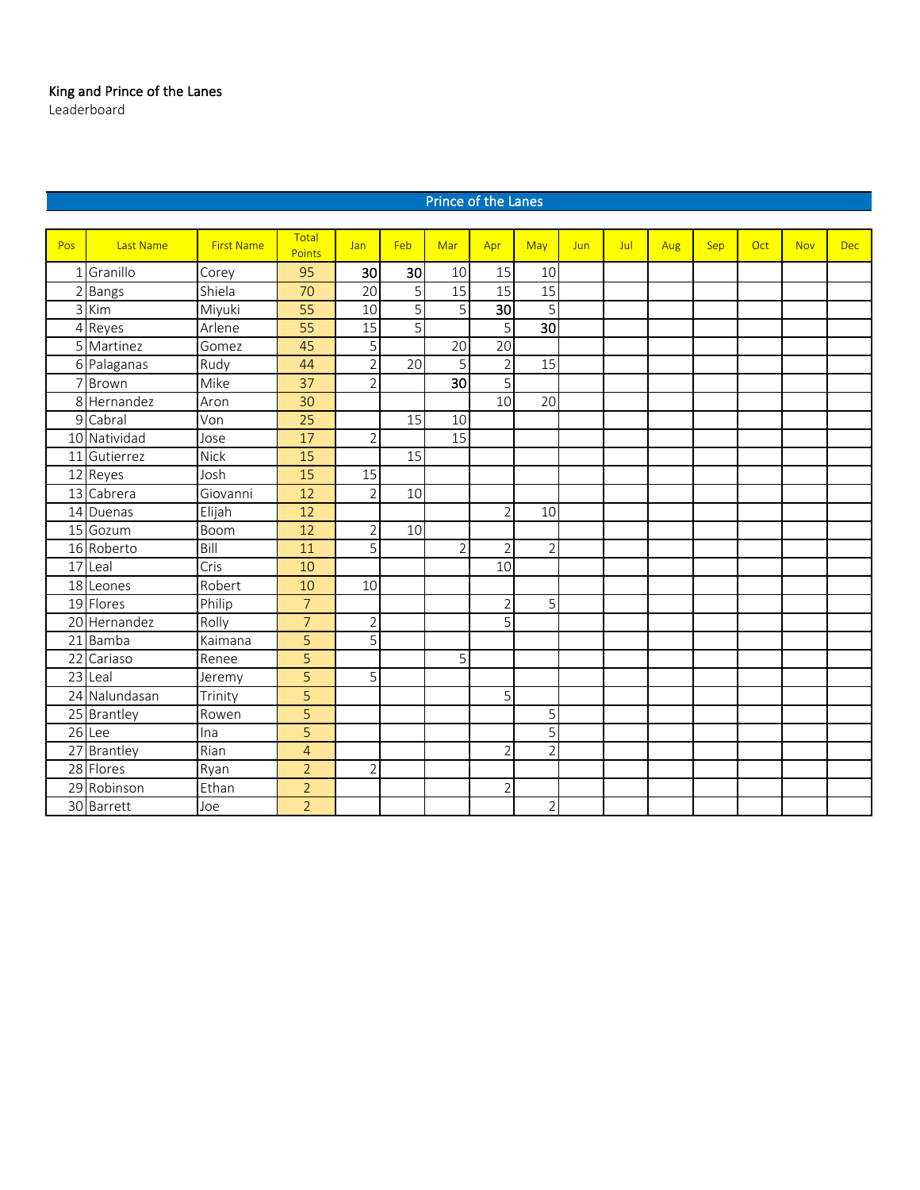King and Prince of the Lanes
Leaderboard

## Prince of the Lanes

| Pos | Last Name | First Name | Total Points | Jan | Feb | Mar | Apr | May | Jun | Jul | Aug | Sep | Oct | Nov | Dec |
|---|---|---|---|---|---|---|---|---|---|---|---|---|---|---|---|
| 1 | Granillo | Corey | 95 | **30** | **30** | 10 | 15 | 10 | | | | | | | |
| 2 | Bangs | Shiela | 70 | 20 | 5 | 15 | 15 | 15 | | | | | | | |
| 3 | Kim | Miyuki | 55 | 10 | 5 | 5 | **30** | 5 | | | | | | | |
| 4 | Reyes | Arlene | 55 | 15 | 5 | | 5 | **30** | | | | | | | |
| 5 | Martinez | Gomez | 45 | 5 | | 20 | 20 | | | | | | | | |
| 6 | Palaganas | Rudy | 44 | 2 | 20 | 5 | 2 | 15 | | | | | | | |
| 7 | Brown | Mike | 37 | 2 | | **30** | 5 | | | | | | | | |
| 8 | Hernandez | Aron | 30 | | | | 10 | 20 | | | | | | | |
| 9 | Cabral | Von | 25 | | 15 | 10 | | | | | | | | | |
| 10 | Natividad | Jose | 17 | 2 | | 15 | | | | | | | | | |
| 11 | Gutierrez | Nick | 15 | | 15 | | | | | | | | | | |
| 12 | Reyes | Josh | 15 | 15 | | | | | | | | | | | |
| 13 | Cabrera | Giovanni | 12 | 2 | 10 | | | | | | | | | | |
| 14 | Duenas | Elijah | 12 | | | | 2 | 10 | | | | | | | |
| 15 | Gozum | Boom | 12 | 2 | 10 | | | | | | | | | | |
| 16 | Roberto | Bill | 11 | 5 | | 2 | 2 | 2 | | | | | | | |
| 17 | Leal | Cris | 10 | | | | 10 | | | | | | | | |
| 18 | Leones | Robert | 10 | 10 | | | | | | | | | | | |
| 19 | Flores | Philip | 7 | | | | 2 | 5 | | | | | | | |
| 20 | Hernandez | Rolly | 7 | 2 | | | 5 | | | | | | | | |
| 21 | Bamba | Kaimana | 5 | 5 | | | | | | | | | | | |
| 22 | Cariaso | Renee | 5 | | | 5 | | | | | | | | | |
| 23 | Leal | Jeremy | 5 | 5 | | | | | | | | | | | |
| 24 | Nalundasan | Trinity | 5 | | | | 5 | | | | | | | | |
| 25 | Brantley | Rowen | 5 | | | | | 5 | | | | | | | |
| 26 | Lee | Ina | 5 | | | | | 5 | | | | | | | |
| 27 | Brantley | Rian | 4 | | | | 2 | 2 | | | | | | | |
| 28 | Flores | Ryan | 2 | 2 | | | | | | | | | | | |
| 29 | Robinson | Ethan | 2 | | | | 2 | | | | | | | | |
| 30 | Barrett | Joe | 2 | | | | | 2 | | | | | | | |